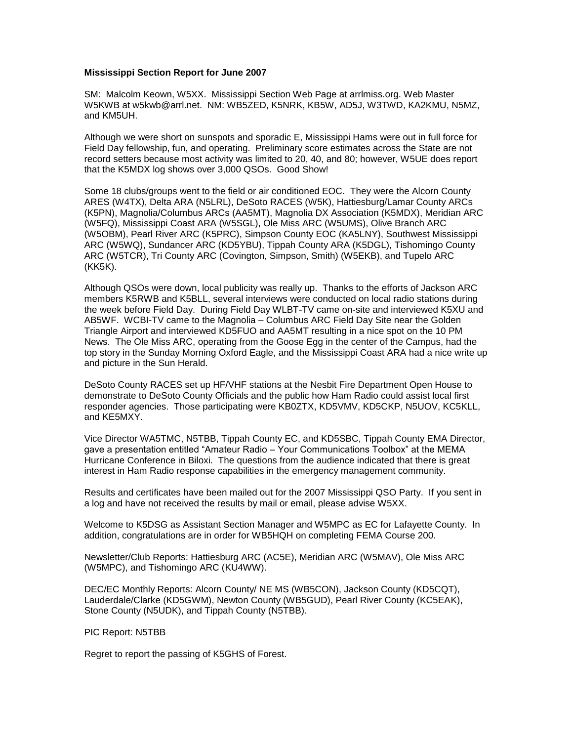**Mississippi Section Report for June 2007**

SM: Malcolm Keown, W5XX. Mississippi Section Web Page at arrlmiss.org. Web Master W5KWB at w5kwb@arrl.net. NM: WB5ZED, K5NRK, KB5W, AD5J, W3TWD, KA2KMU, N5MZ, and KM5UH.

Although we were short on sunspots and sporadic E, Mississippi Hams were out in full force for Field Day fellowship, fun, and operating. Preliminary score estimates across the State are not record setters because most activity was limited to 20, 40, and 80; however, W5UE does report that the K5MDX log shows over 3,000 QSOs. Good Show!

Some 18 clubs/groups went to the field or air conditioned EOC. They were the Alcorn County ARES (W4TX), Delta ARA (N5LRL), DeSoto RACES (W5K), Hattiesburg/Lamar County ARCs (K5PN), Magnolia/Columbus ARCs (AA5MT), Magnolia DX Association (K5MDX), Meridian ARC (W5FQ), Mississippi Coast ARA (W5SGL), Ole Miss ARC (W5UMS), Olive Branch ARC (W5OBM), Pearl River ARC (K5PRC), Simpson County EOC (KA5LNY), Southwest Mississippi ARC (W5WQ), Sundancer ARC (KD5YBU), Tippah County ARA (K5DGL), Tishomingo County ARC (W5TCR), Tri County ARC (Covington, Simpson, Smith) (W5EKB), and Tupelo ARC (KK5K).

Although QSOs were down, local publicity was really up. Thanks to the efforts of Jackson ARC members K5RWB and K5BLL, several interviews were conducted on local radio stations during the week before Field Day. During Field Day WLBT-TV came on-site and interviewed K5XU and AB5WF. WCBI-TV came to the Magnolia – Columbus ARC Field Day Site near the Golden Triangle Airport and interviewed KD5FUO and AA5MT resulting in a nice spot on the 10 PM News. The Ole Miss ARC, operating from the Goose Egg in the center of the Campus, had the top story in the Sunday Morning Oxford Eagle, and the Mississippi Coast ARA had a nice write up and picture in the Sun Herald.

DeSoto County RACES set up HF/VHF stations at the Nesbit Fire Department Open House to demonstrate to DeSoto County Officials and the public how Ham Radio could assist local first responder agencies. Those participating were KB0ZTX, KD5VMV, KD5CKP, N5UOV, KC5KLL, and KE5MXY.

Vice Director WA5TMC, N5TBB, Tippah County EC, and KD5SBC, Tippah County EMA Director, gave a presentation entitled "Amateur Radio – Your Communications Toolbox" at the MEMA Hurricane Conference in Biloxi. The questions from the audience indicated that there is great interest in Ham Radio response capabilities in the emergency management community.

Results and certificates have been mailed out for the 2007 Mississippi QSO Party. If you sent in a log and have not received the results by mail or email, please advise W5XX.

Welcome to K5DSG as Assistant Section Manager and W5MPC as EC for Lafayette County. In addition, congratulations are in order for WB5HQH on completing FEMA Course 200.

Newsletter/Club Reports: Hattiesburg ARC (AC5E), Meridian ARC (W5MAV), Ole Miss ARC (W5MPC), and Tishomingo ARC (KU4WW).

DEC/EC Monthly Reports: Alcorn County/ NE MS (WB5CON), Jackson County (KD5CQT), Lauderdale/Clarke (KD5GWM), Newton County (WB5GUD), Pearl River County (KC5EAK), Stone County (N5UDK), and Tippah County (N5TBB).

PIC Report: N5TBB

Regret to report the passing of K5GHS of Forest.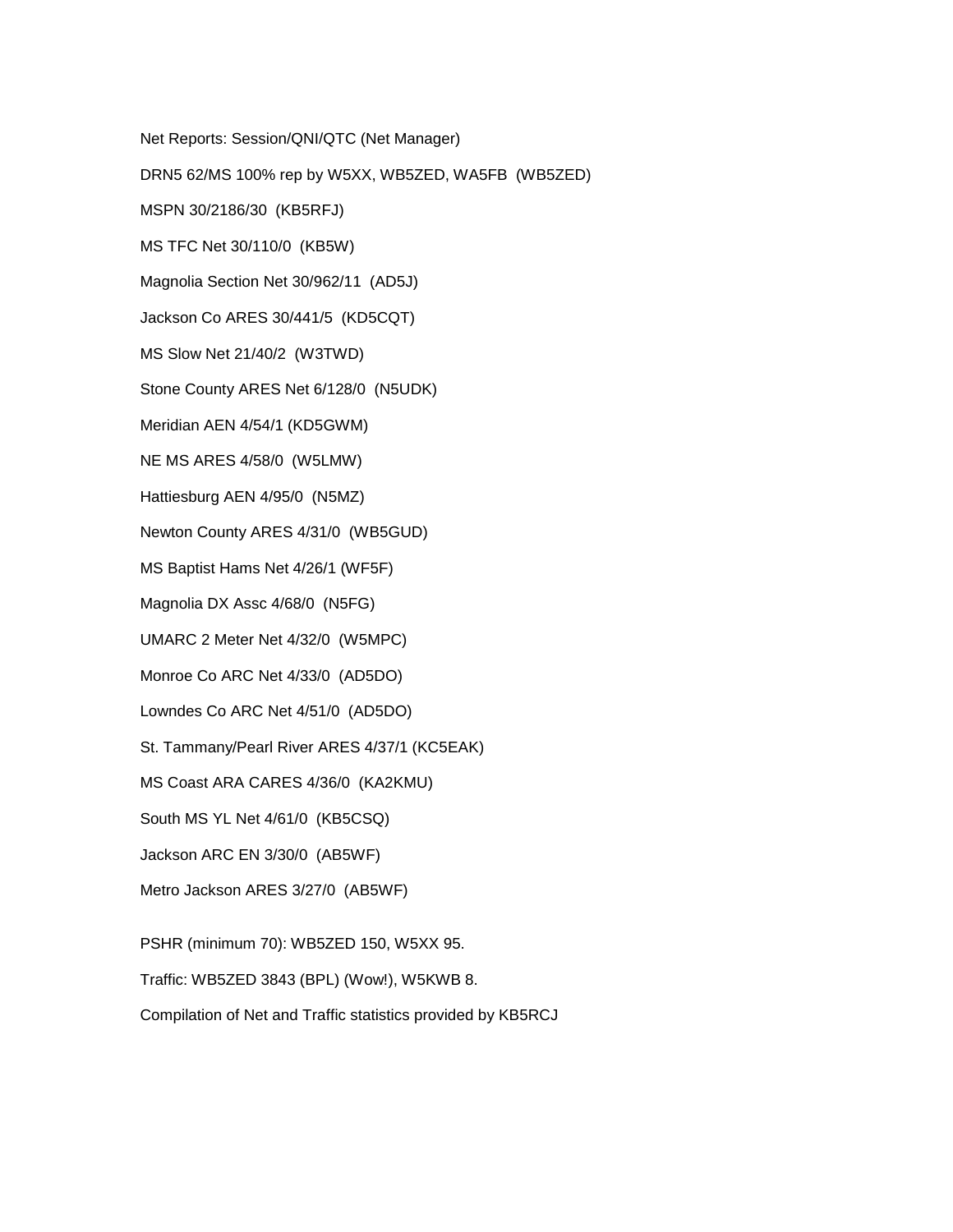Net Reports: Session/QNI/QTC (Net Manager)

DRN5 62/MS 100% rep by W5XX, WB5ZED, WA5FB  (WB5ZED)

MSPN 30/2186/30  (KB5RFJ)

MS TFC Net 30/110/0  (KB5W)

Magnolia Section Net 30/962/11  (AD5J)

Jackson Co ARES 30/441/5  (KD5CQT)

MS Slow Net 21/40/2  (W3TWD)

Stone County ARES Net 6/128/0  (N5UDK)

Meridian AEN 4/54/1 (KD5GWM)

NE MS ARES 4/58/0  (W5LMW)

Hattiesburg AEN 4/95/0  (N5MZ)

Newton County ARES 4/31/0  (WB5GUD)

MS Baptist Hams Net 4/26/1 (WF5F)

Magnolia DX Assc 4/68/0  (N5FG)

UMARC 2 Meter Net 4/32/0  (W5MPC)

Monroe Co ARC Net 4/33/0  (AD5DO)

Lowndes Co ARC Net 4/51/0  (AD5DO)

St. Tammany/Pearl River ARES 4/37/1 (KC5EAK)

MS Coast ARA CARES 4/36/0  (KA2KMU)

South MS YL Net 4/61/0  (KB5CSQ)

Jackson ARC EN 3/30/0  (AB5WF)

Metro Jackson ARES 3/27/0  (AB5WF)

PSHR (minimum 70): WB5ZED 150, W5XX 95.

Traffic: WB5ZED 3843 (BPL) (Wow!), W5KWB 8.

Compilation of Net and Traffic statistics provided by KB5RCJ